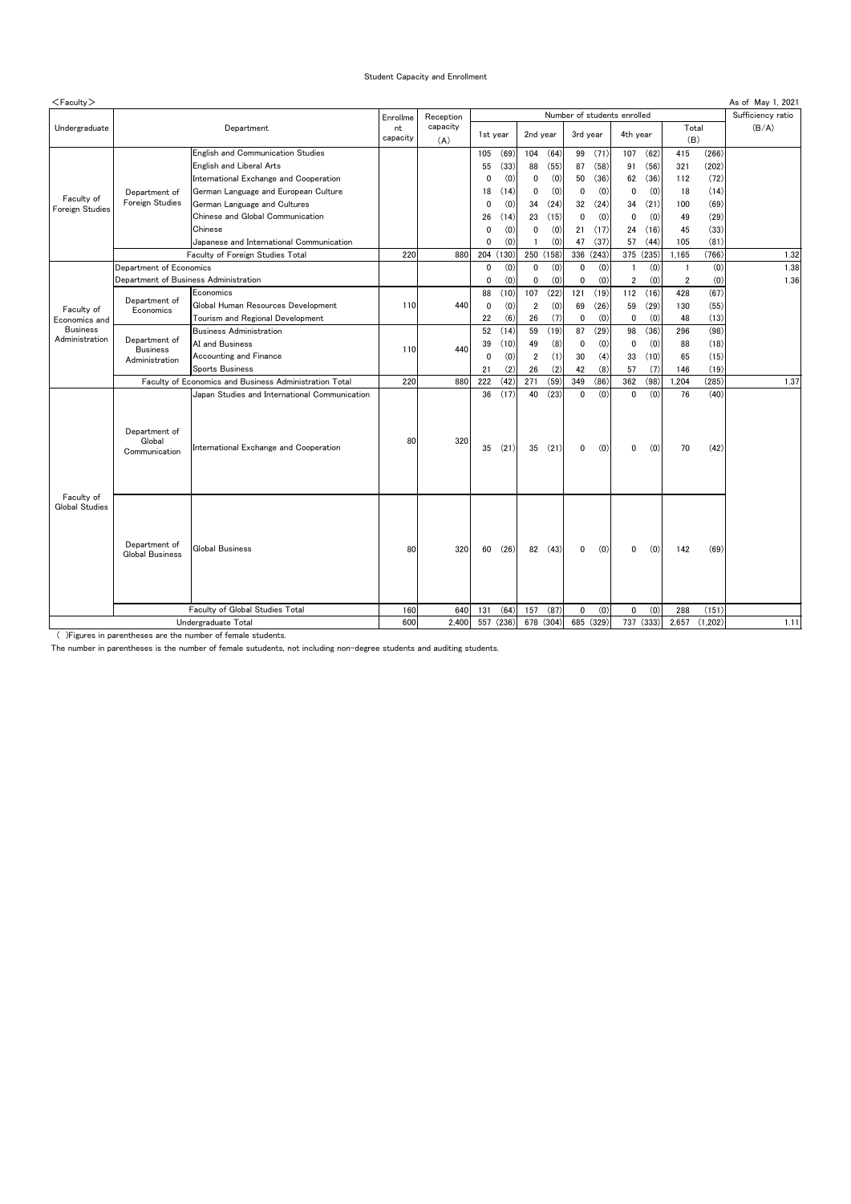Student Capacity and Enrollment

＜Faculty＞

As of May 1, 2021

| Undergraduate | Department | | Enrollment capacity | Reception capacity (A) | Number of students enrolled | | | | | | | | | | Sufficiency ratio (B/A) |
|---|---|---|---|---|---|---|---|---|---|---|---|---|---|---|---|
| | | | | | 1st year | | 2nd year | | 3rd year | | 4th year | | Total (B) | | |
| Faculty of Foreign Studies | Department of Foreign Studies | English and Communication Studies | | | 105 | (69) | 104 | (64) | 99 | (71) | 107 | (62) | 415 | (266) | |
| | | English and Liberal Arts | | | 55 | (33) | 88 | (55) | 87 | (58) | 91 | (56) | 321 | (202) | |
| | | International Exchange and Cooperation | | | 0 | (0) | 0 | (0) | 50 | (36) | 62 | (36) | 112 | (72) | |
| | | German Language and European Culture | | | 18 | (14) | 0 | (0) | 0 | (0) | 0 | (0) | 18 | (14) | |
| | | German Language and Cultures | | | 0 | (0) | 34 | (24) | 32 | (24) | 34 | (21) | 100 | (69) | |
| | | Chinese and Global Communication | | | 26 | (14) | 23 | (15) | 0 | (0) | 0 | (0) | 49 | (29) | |
| | | Chinese | | | 0 | (0) | 0 | (0) | 21 | (17) | 24 | (16) | 45 | (33) | |
| | | Japanese and International Communication | | | 0 | (0) | 1 | (0) | 47 | (37) | 57 | (44) | 105 | (81) | |
| | Faculty of Foreign Studies Total | | 220 | 880 | 204 | (130) | 250 | (158) | 336 | (243) | 375 | (235) | 1,165 | (766) | 1.32 |
| Faculty of Economics and Business Administration | Department of Economics | | | | 0 | (0) | 0 | (0) | 0 | (0) | 1 | (0) | 1 | (0) | 1.38 |
| | Department of Business Administration | | | | 0 | (0) | 0 | (0) | 0 | (0) | 2 | (0) | 2 | (0) | 1.36 |
| | Department of Economics | Economics | 110 | 440 | 88 | (10) | 107 | (22) | 121 | (19) | 112 | (16) | 428 | (67) | |
| | | Global Human Resources Development | | | 0 | (0) | 2 | (0) | 69 | (26) | 59 | (29) | 130 | (55) | |
| | | Tourism and Regional Development | | | 22 | (6) | 26 | (7) | 0 | (0) | 0 | (0) | 48 | (13) | |
| | Department of Business Administration | Business Administration | 110 | 440 | 52 | (14) | 59 | (19) | 87 | (29) | 98 | (36) | 296 | (98) | |
| | | AI and Business | | | 39 | (10) | 49 | (8) | 0 | (0) | 0 | (0) | 88 | (18) | |
| | | Accounting and Finance | | | 0 | (0) | 2 | (1) | 30 | (4) | 33 | (10) | 65 | (15) | |
| | | Sports Business | | | 21 | (2) | 26 | (2) | 42 | (8) | 57 | (7) | 146 | (19) | |
| | Faculty of Economics and Business Administration Total | | 220 | 880 | 222 | (42) | 271 | (59) | 349 | (86) | 362 | (98) | 1,204 | (285) | 1.37 |
| Faculty of Global Studies | Department of Global Communication | Japan Studies and International Communication | 80 | 320 | 36 | (17) | 40 | (23) | 0 | (0) | 0 | (0) | 76 | (40) | |
| | | International Exchange and Cooperation | | | 35 | (21) | 35 | (21) | 0 | (0) | 0 | (0) | 70 | (42) | |
| | Department of Global Business | Global Business | 80 | 320 | 60 | (26) | 82 | (43) | 0 | (0) | 0 | (0) | 142 | (69) | |
| | Faculty of Global Studies Total | | 160 | 640 | 131 | (64) | 157 | (87) | 0 | (0) | 0 | (0) | 288 | (151) | |
| Undergraduate Total | | | 600 | 2,400 | 557 | (236) | 678 | (304) | 685 | (329) | 737 | (333) | 2,657 | (1,202) | 1.11 |

( )Figures in parentheses are the number of female students.

The number in parentheses is the number of female sutudents, not including non-degree students and auditing students.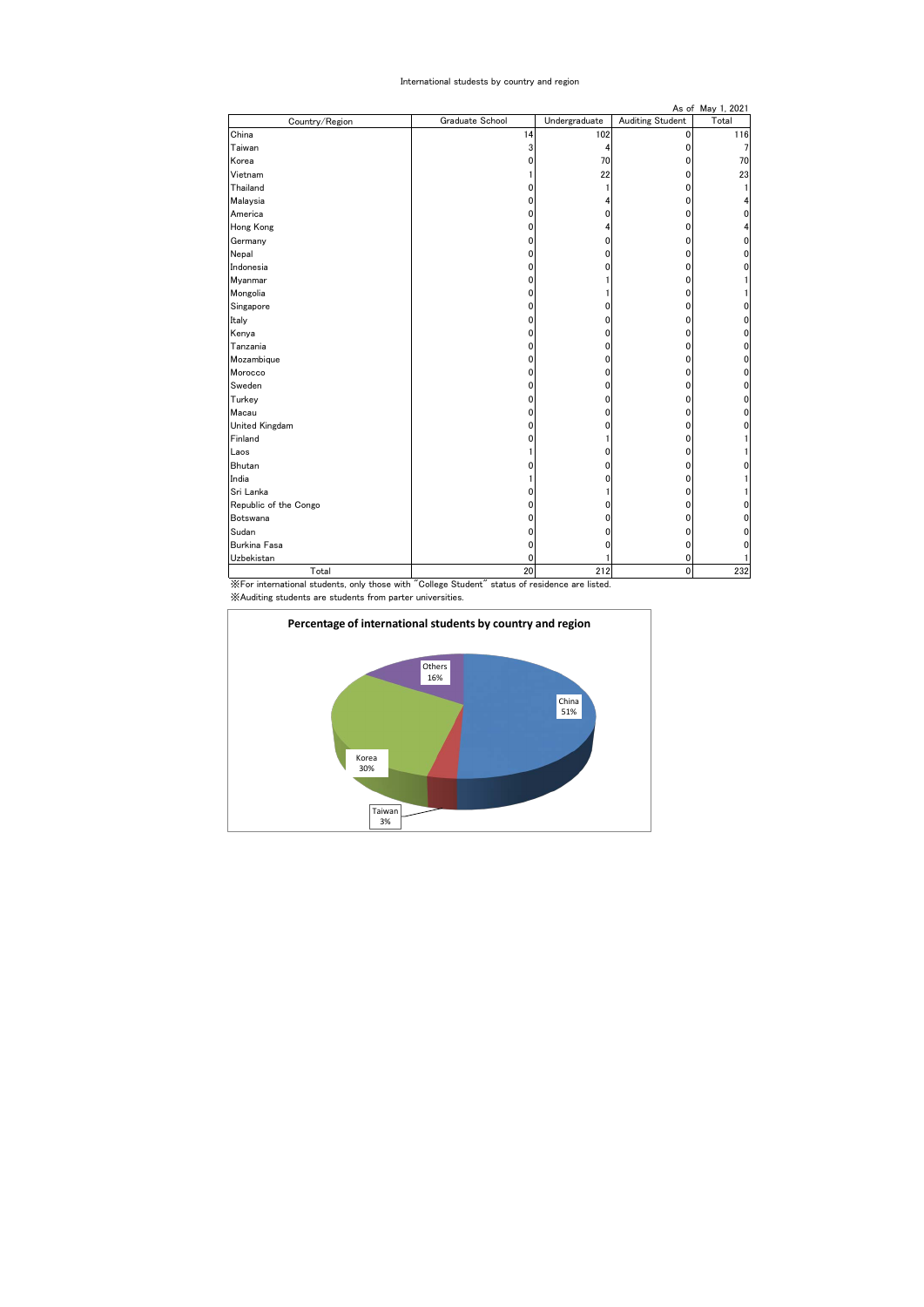International studests by country and region

As of May 1, 2021

| Country/Region | Graduate School | Undergraduate | Auditing Student | Total |
|---|---|---|---|---|
| China | 14 | 102 | 0 | 116 |
| Taiwan | 3 | 4 | 0 | 7 |
| Korea | 0 | 70 | 0 | 70 |
| Vietnam | 1 | 22 | 0 | 23 |
| Thailand | 0 | 1 | 0 | 1 |
| Malaysia | 0 | 4 | 0 | 4 |
| America | 0 | 0 | 0 | 0 |
| Hong Kong | 0 | 4 | 0 | 4 |
| Germany | 0 | 0 | 0 | 0 |
| Nepal | 0 | 0 | 0 | 0 |
| Indonesia | 0 | 0 | 0 | 0 |
| Myanmar | 0 | 1 | 0 | 1 |
| Mongolia | 0 | 1 | 0 | 1 |
| Singapore | 0 | 0 | 0 | 0 |
| Italy | 0 | 0 | 0 | 0 |
| Kenya | 0 | 0 | 0 | 0 |
| Tanzania | 0 | 0 | 0 | 0 |
| Mozambique | 0 | 0 | 0 | 0 |
| Morocco | 0 | 0 | 0 | 0 |
| Sweden | 0 | 0 | 0 | 0 |
| Turkey | 0 | 0 | 0 | 0 |
| Macau | 0 | 0 | 0 | 0 |
| United Kingdam | 0 | 0 | 0 | 0 |
| Finland | 0 | 1 | 0 | 1 |
| Laos | 1 | 0 | 0 | 1 |
| Bhutan | 0 | 0 | 0 | 0 |
| India | 1 | 0 | 0 | 1 |
| Sri Lanka | 0 | 1 | 0 | 1 |
| Republic of the Congo | 0 | 0 | 0 | 0 |
| Botswana | 0 | 0 | 0 | 0 |
| Sudan | 0 | 0 | 0 | 0 |
| Burkina Fasa | 0 | 0 | 0 | 0 |
| Uzbekistan | 0 | 1 | 0 | 1 |
| Total | 20 | 212 | 0 | 232 |

※For international students, only those with "College Student" status of residence are listed.

※Auditing students are students from parter universities.

**Percentage of international students by country and region**

China 51%

Korea 30%

Taiwan 3%

Others 16%